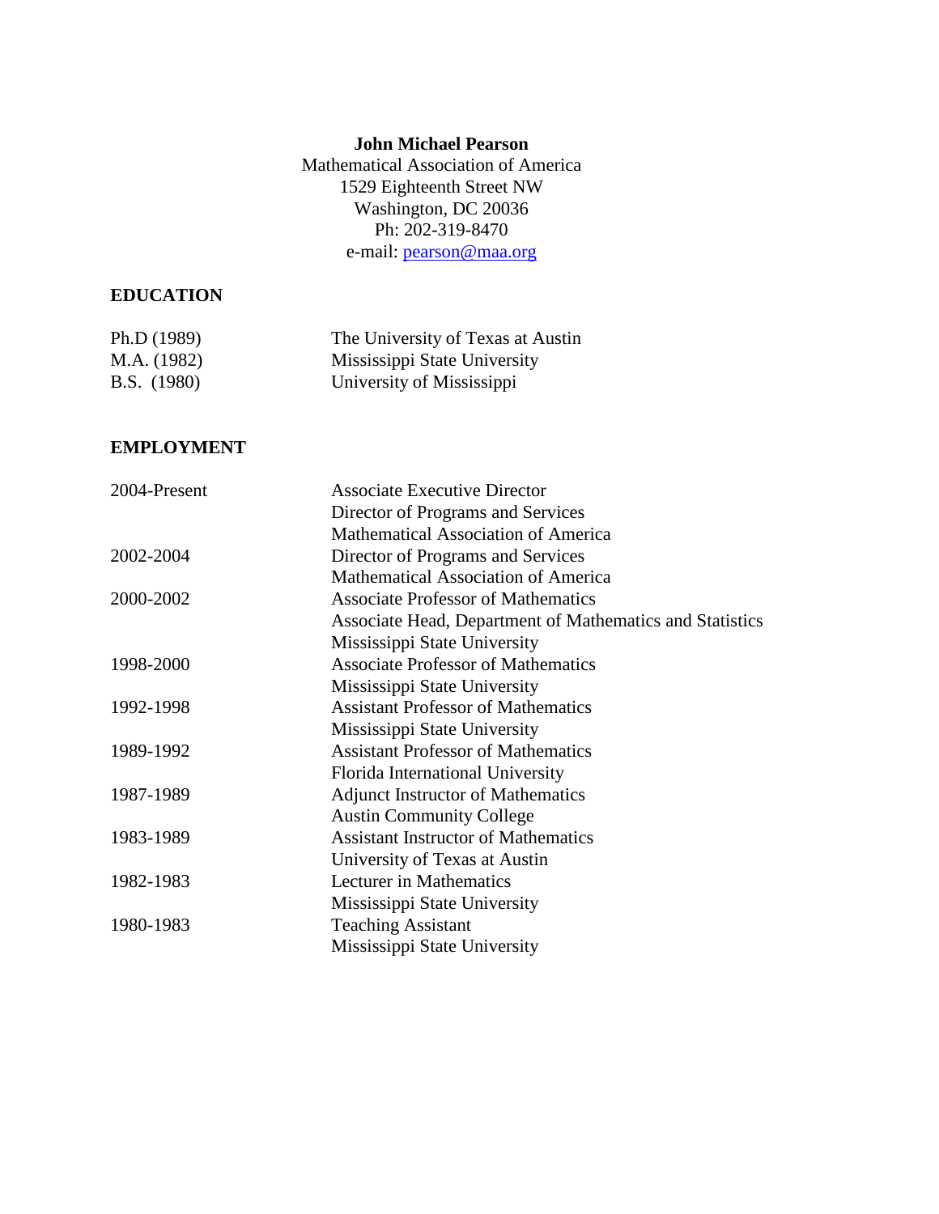**John Michael Pearson**
Mathematical Association of America
1529 Eighteenth Street NW
Washington, DC 20036
Ph: 202-319-8470
e-mail: pearson@maa.org

## EDUCATION

| | |
|---|---|
| Ph.D (1989) | The University of Texas at Austin |
| M.A. (1982) | Mississippi State University |
| B.S. (1980) | University of Mississippi |

## EMPLOYMENT

| | |
|---|---|
| 2004-Present | Associate Executive Director<br>Director of Programs and Services<br>Mathematical Association of America |
| 2002-2004 | Director of Programs and Services<br>Mathematical Association of America |
| 2000-2002 | Associate Professor of Mathematics<br>Associate Head, Department of Mathematics and Statistics<br>Mississippi State University |
| 1998-2000 | Associate Professor of Mathematics<br>Mississippi State University |
| 1992-1998 | Assistant Professor of Mathematics<br>Mississippi State University |
| 1989-1992 | Assistant Professor of Mathematics<br>Florida International University |
| 1987-1989 | Adjunct Instructor of Mathematics<br>Austin Community College |
| 1983-1989 | Assistant Instructor of Mathematics<br>University of Texas at Austin |
| 1982-1983 | Lecturer in Mathematics<br>Mississippi State University |
| 1980-1983 | Teaching Assistant<br>Mississippi State University |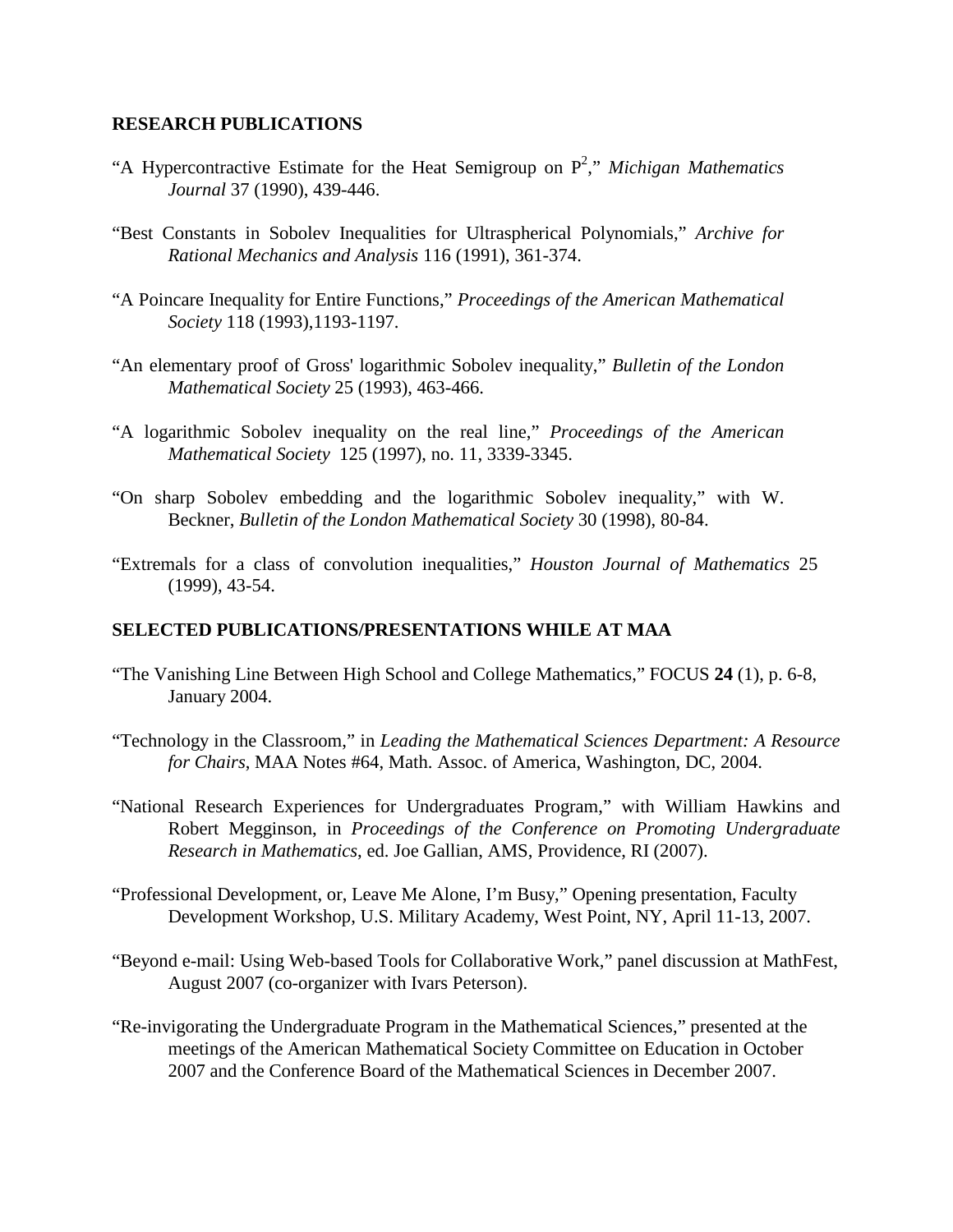## RESEARCH PUBLICATIONS

"A Hypercontractive Estimate for the Heat Semigroup on $P^2$," *Michigan Mathematics Journal* 37 (1990), 439-446.

"Best Constants in Sobolev Inequalities for Ultraspherical Polynomials," *Archive for Rational Mechanics and Analysis* 116 (1991), 361-374.

"A Poincare Inequality for Entire Functions," *Proceedings of the American Mathematical Society* 118 (1993),1193-1197.

"An elementary proof of Gross' logarithmic Sobolev inequality," *Bulletin of the London Mathematical Society* 25 (1993), 463-466.

"A logarithmic Sobolev inequality on the real line," *Proceedings of the American Mathematical Society* 125 (1997), no. 11, 3339-3345.

"On sharp Sobolev embedding and the logarithmic Sobolev inequality," with W. Beckner, *Bulletin of the London Mathematical Society* 30 (1998), 80-84.

"Extremals for a class of convolution inequalities," *Houston Journal of Mathematics* 25 (1999), 43-54.

## SELECTED PUBLICATIONS/PRESENTATIONS WHILE AT MAA

"The Vanishing Line Between High School and College Mathematics," FOCUS **24** (1), p. 6-8, January 2004.

"Technology in the Classroom," in *Leading the Mathematical Sciences Department: A Resource for Chairs*, MAA Notes #64, Math. Assoc. of America, Washington, DC, 2004.

"National Research Experiences for Undergraduates Program," with William Hawkins and Robert Megginson, in *Proceedings of the Conference on Promoting Undergraduate Research in Mathematics*, ed. Joe Gallian, AMS, Providence, RI (2007).

"Professional Development, or, Leave Me Alone, I'm Busy," Opening presentation, Faculty Development Workshop, U.S. Military Academy, West Point, NY, April 11-13, 2007.

"Beyond e-mail: Using Web-based Tools for Collaborative Work," panel discussion at MathFest, August 2007 (co-organizer with Ivars Peterson).

"Re-invigorating the Undergraduate Program in the Mathematical Sciences," presented at the meetings of the American Mathematical Society Committee on Education in October 2007 and the Conference Board of the Mathematical Sciences in December 2007.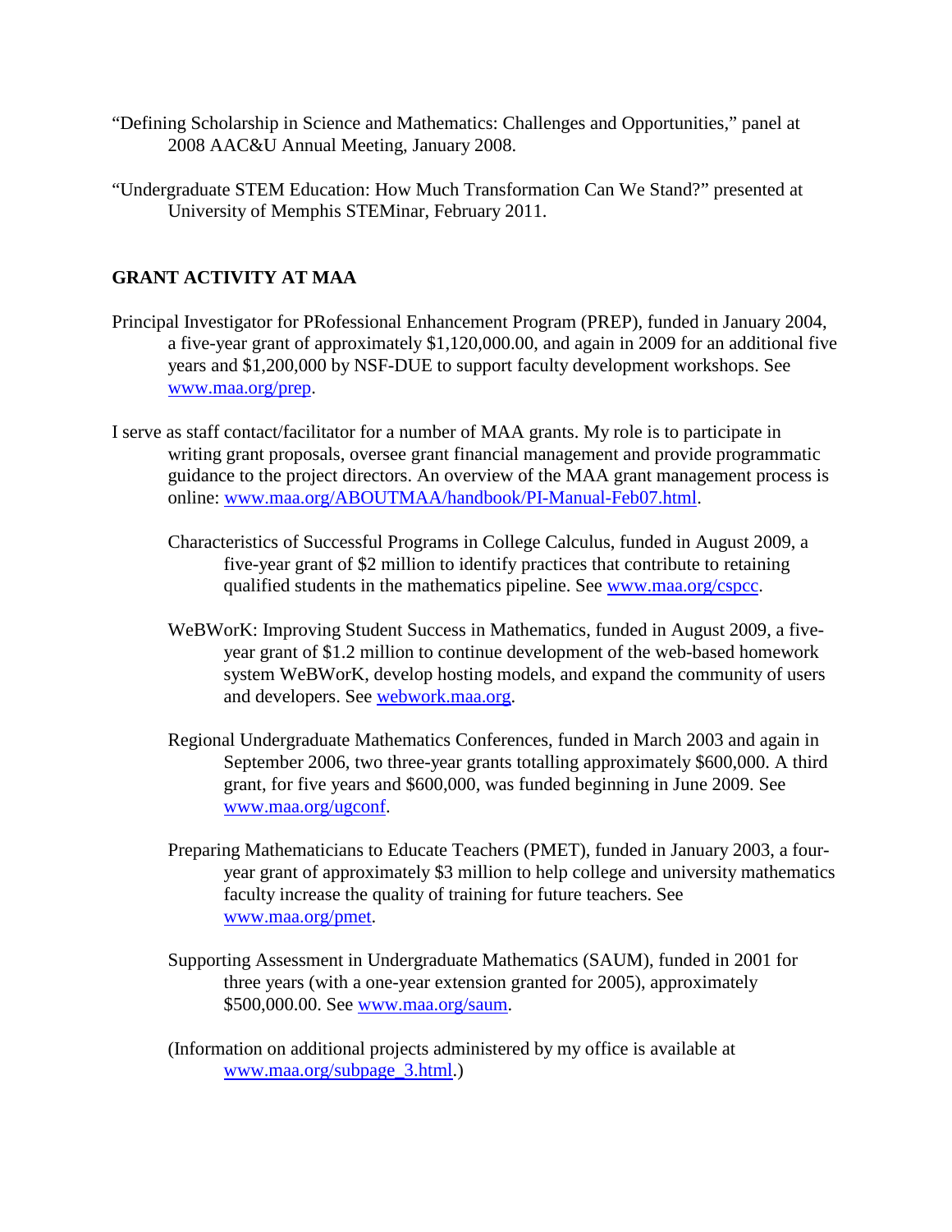"Defining Scholarship in Science and Mathematics: Challenges and Opportunities," panel at 2008 AAC&U Annual Meeting, January 2008.

"Undergraduate STEM Education: How Much Transformation Can We Stand?" presented at University of Memphis STEMinar, February 2011.

## GRANT ACTIVITY AT MAA

Principal Investigator for PRofessional Enhancement Program (PREP), funded in January 2004, a five-year grant of approximately $1,120,000.00, and again in 2009 for an additional five years and $1,200,000 by NSF-DUE to support faculty development workshops. See www.maa.org/prep.

I serve as staff contact/facilitator for a number of MAA grants. My role is to participate in writing grant proposals, oversee grant financial management and provide programmatic guidance to the project directors. An overview of the MAA grant management process is online: www.maa.org/ABOUTMAA/handbook/PI-Manual-Feb07.html.

Characteristics of Successful Programs in College Calculus, funded in August 2009, a five-year grant of $2 million to identify practices that contribute to retaining qualified students in the mathematics pipeline. See www.maa.org/cspcc.

WeBWorK: Improving Student Success in Mathematics, funded in August 2009, a five-year grant of $1.2 million to continue development of the web-based homework system WeBWorK, develop hosting models, and expand the community of users and developers. See webwork.maa.org.

Regional Undergraduate Mathematics Conferences, funded in March 2003 and again in September 2006, two three-year grants totalling approximately $600,000. A third grant, for five years and $600,000, was funded beginning in June 2009. See www.maa.org/ugconf.

Preparing Mathematicians to Educate Teachers (PMET), funded in January 2003, a four-year grant of approximately $3 million to help college and university mathematics faculty increase the quality of training for future teachers. See www.maa.org/pmet.

Supporting Assessment in Undergraduate Mathematics (SAUM), funded in 2001 for three years (with a one-year extension granted for 2005), approximately $500,000.00. See www.maa.org/saum.

(Information on additional projects administered by my office is available at www.maa.org/subpage_3.html.)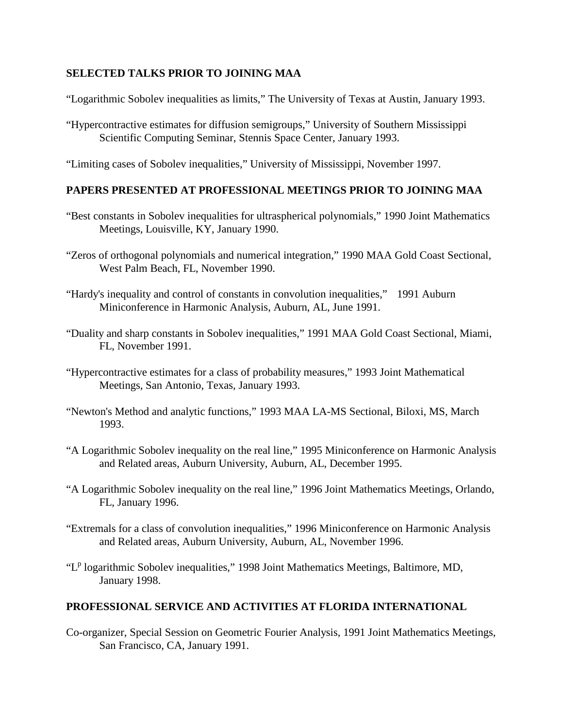## SELECTED TALKS PRIOR TO JOINING MAA

"Logarithmic Sobolev inequalities as limits," The University of Texas at Austin, January 1993.

"Hypercontractive estimates for diffusion semigroups," University of Southern Mississippi Scientific Computing Seminar, Stennis Space Center, January 1993.

"Limiting cases of Sobolev inequalities," University of Mississippi, November 1997.

## PAPERS PRESENTED AT PROFESSIONAL MEETINGS PRIOR TO JOINING MAA

"Best constants in Sobolev inequalities for ultraspherical polynomials," 1990 Joint Mathematics Meetings, Louisville, KY, January 1990.

"Zeros of orthogonal polynomials and numerical integration," 1990 MAA Gold Coast Sectional, West Palm Beach, FL, November 1990.

"Hardy's inequality and control of constants in convolution inequalities," 1991 Auburn Miniconference in Harmonic Analysis, Auburn, AL, June 1991.

"Duality and sharp constants in Sobolev inequalities," 1991 MAA Gold Coast Sectional, Miami, FL, November 1991.

"Hypercontractive estimates for a class of probability measures," 1993 Joint Mathematical Meetings, San Antonio, Texas, January 1993.

"Newton's Method and analytic functions," 1993 MAA LA-MS Sectional, Biloxi, MS, March 1993.

"A Logarithmic Sobolev inequality on the real line," 1995 Miniconference on Harmonic Analysis and Related areas, Auburn University, Auburn, AL, December 1995.

"A Logarithmic Sobolev inequality on the real line," 1996 Joint Mathematics Meetings, Orlando, FL, January 1996.

"Extremals for a class of convolution inequalities," 1996 Miniconference on Harmonic Analysis and Related areas, Auburn University, Auburn, AL, November 1996.

"$L^p$ logarithmic Sobolev inequalities," 1998 Joint Mathematics Meetings, Baltimore, MD, January 1998.

## PROFESSIONAL SERVICE AND ACTIVITIES AT FLORIDA INTERNATIONAL

Co-organizer, Special Session on Geometric Fourier Analysis, 1991 Joint Mathematics Meetings, San Francisco, CA, January 1991.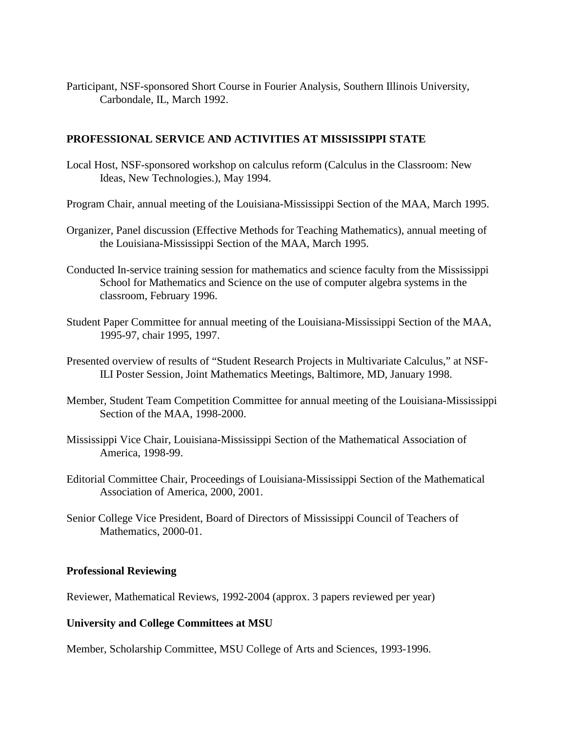Participant, NSF-sponsored Short Course in Fourier Analysis, Southern Illinois University, Carbondale, IL, March 1992.

## PROFESSIONAL SERVICE AND ACTIVITIES AT MISSISSIPPI STATE

Local Host, NSF-sponsored workshop on calculus reform (Calculus in the Classroom: New Ideas, New Technologies.), May 1994.

Program Chair, annual meeting of the Louisiana-Mississippi Section of the MAA, March 1995.

Organizer, Panel discussion (Effective Methods for Teaching Mathematics), annual meeting of the Louisiana-Mississippi Section of the MAA, March 1995.

Conducted In-service training session for mathematics and science faculty from the Mississippi School for Mathematics and Science on the use of computer algebra systems in the classroom, February 1996.

Student Paper Committee for annual meeting of the Louisiana-Mississippi Section of the MAA, 1995-97, chair 1995, 1997.

Presented overview of results of "Student Research Projects in Multivariate Calculus," at NSF-ILI Poster Session, Joint Mathematics Meetings, Baltimore, MD, January 1998.

Member, Student Team Competition Committee for annual meeting of the Louisiana-Mississippi Section of the MAA, 1998-2000.

Mississippi Vice Chair, Louisiana-Mississippi Section of the Mathematical Association of America, 1998-99.

Editorial Committee Chair, Proceedings of Louisiana-Mississippi Section of the Mathematical Association of America, 2000, 2001.

Senior College Vice President, Board of Directors of Mississippi Council of Teachers of Mathematics, 2000-01.

### Professional Reviewing

Reviewer, Mathematical Reviews, 1992-2004 (approx. 3 papers reviewed per year)

### University and College Committees at MSU

Member, Scholarship Committee, MSU College of Arts and Sciences, 1993-1996.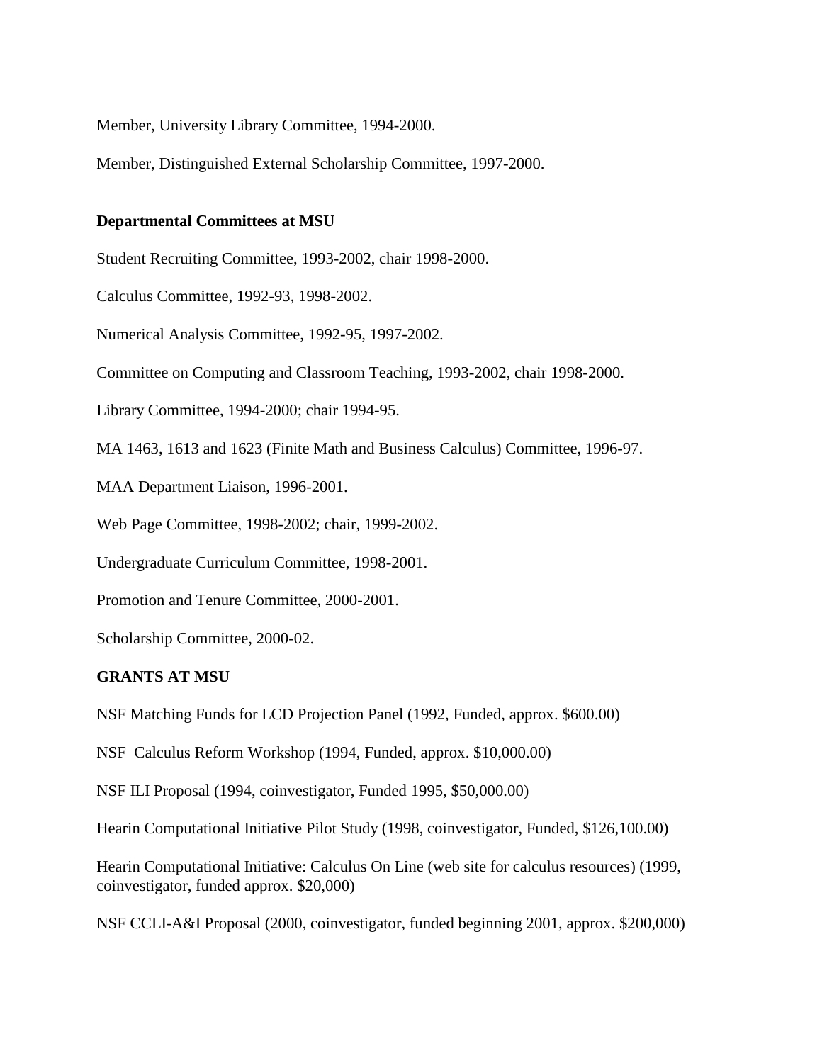Member, University Library Committee, 1994-2000.

Member, Distinguished External Scholarship Committee, 1997-2000.

**Departmental Committees at MSU**

Student Recruiting Committee, 1993-2002, chair 1998-2000.

Calculus Committee, 1992-93, 1998-2002.

Numerical Analysis Committee, 1992-95, 1997-2002.

Committee on Computing and Classroom Teaching, 1993-2002, chair 1998-2000.

Library Committee, 1994-2000; chair 1994-95.

MA 1463, 1613 and 1623 (Finite Math and Business Calculus) Committee, 1996-97.

MAA Department Liaison, 1996-2001.

Web Page Committee, 1998-2002; chair, 1999-2002.

Undergraduate Curriculum Committee, 1998-2001.

Promotion and Tenure Committee, 2000-2001.

Scholarship Committee, 2000-02.

**GRANTS AT MSU**

NSF Matching Funds for LCD Projection Panel (1992, Funded, approx. $600.00)

NSF Calculus Reform Workshop (1994, Funded, approx. $10,000.00)

NSF ILI Proposal (1994, coinvestigator, Funded 1995, $50,000.00)

Hearin Computational Initiative Pilot Study (1998, coinvestigator, Funded, $126,100.00)

Hearin Computational Initiative: Calculus On Line (web site for calculus resources) (1999, coinvestigator, funded approx. $20,000)

NSF CCLI-A&I Proposal (2000, coinvestigator, funded beginning 2001, approx. $200,000)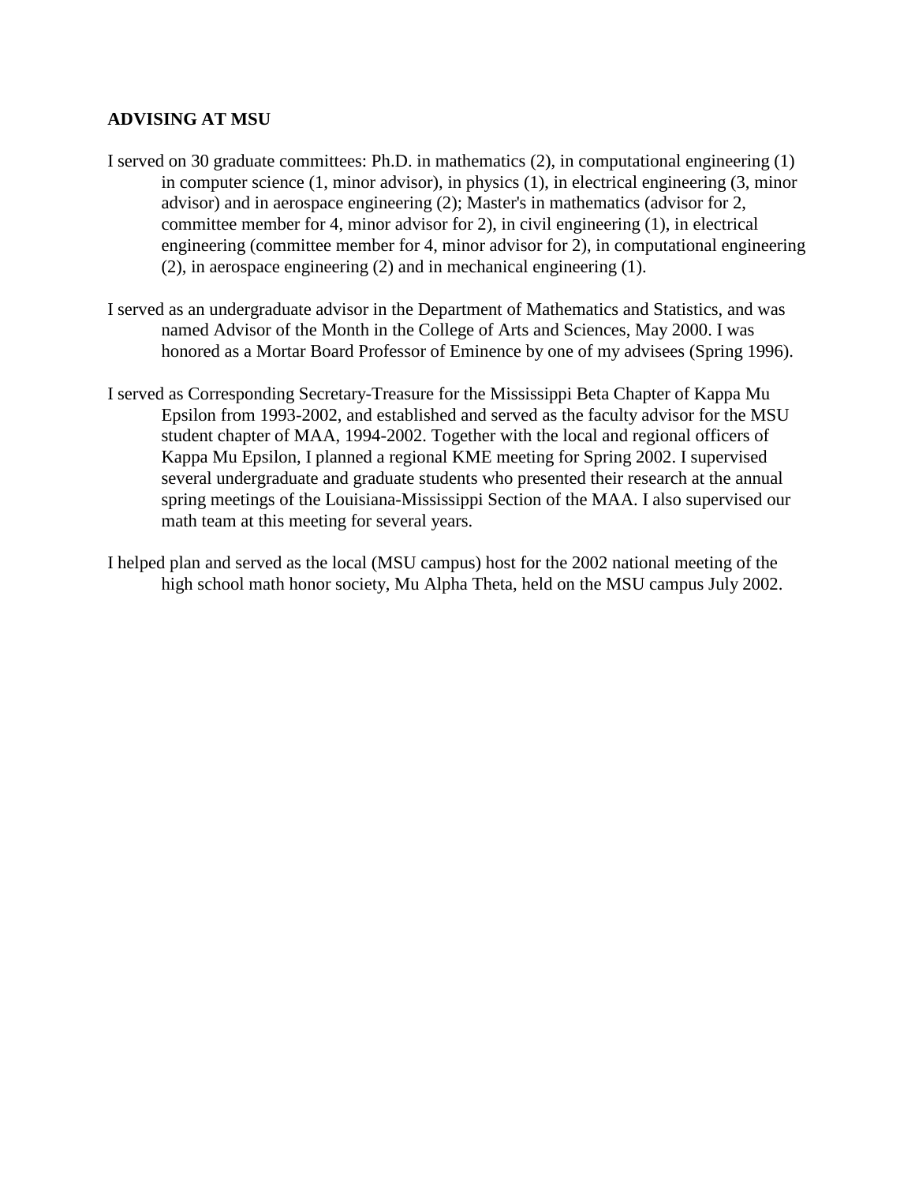**ADVISING AT MSU**

I served on 30 graduate committees: Ph.D. in mathematics (2), in computational engineering (1) in computer science (1, minor advisor), in physics (1), in electrical engineering (3, minor advisor) and in aerospace engineering (2); Master's in mathematics (advisor for 2, committee member for 4, minor advisor for 2), in civil engineering (1), in electrical engineering (committee member for 4, minor advisor for 2), in computational engineering (2), in aerospace engineering (2) and in mechanical engineering (1).

I served as an undergraduate advisor in the Department of Mathematics and Statistics, and was named Advisor of the Month in the College of Arts and Sciences, May 2000. I was honored as a Mortar Board Professor of Eminence by one of my advisees (Spring 1996).

I served as Corresponding Secretary-Treasure for the Mississippi Beta Chapter of Kappa Mu Epsilon from 1993-2002, and established and served as the faculty advisor for the MSU student chapter of MAA, 1994-2002. Together with the local and regional officers of Kappa Mu Epsilon, I planned a regional KME meeting for Spring 2002. I supervised several undergraduate and graduate students who presented their research at the annual spring meetings of the Louisiana-Mississippi Section of the MAA. I also supervised our math team at this meeting for several years.

I helped plan and served as the local (MSU campus) host for the 2002 national meeting of the high school math honor society, Mu Alpha Theta, held on the MSU campus July 2002.